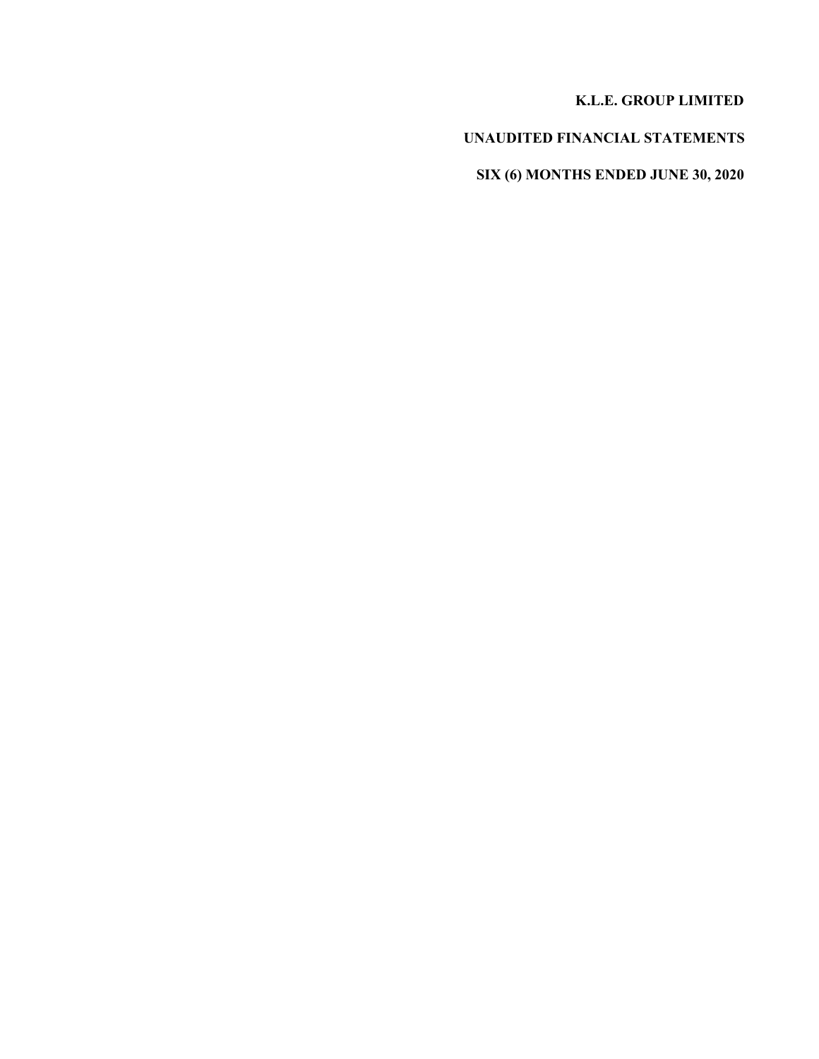**K.L.E. GROUP LIMITED**

**UNAUDITED FINANCIAL STATEMENTS**

**SIX (6) MONTHS ENDED JUNE 30, 2020**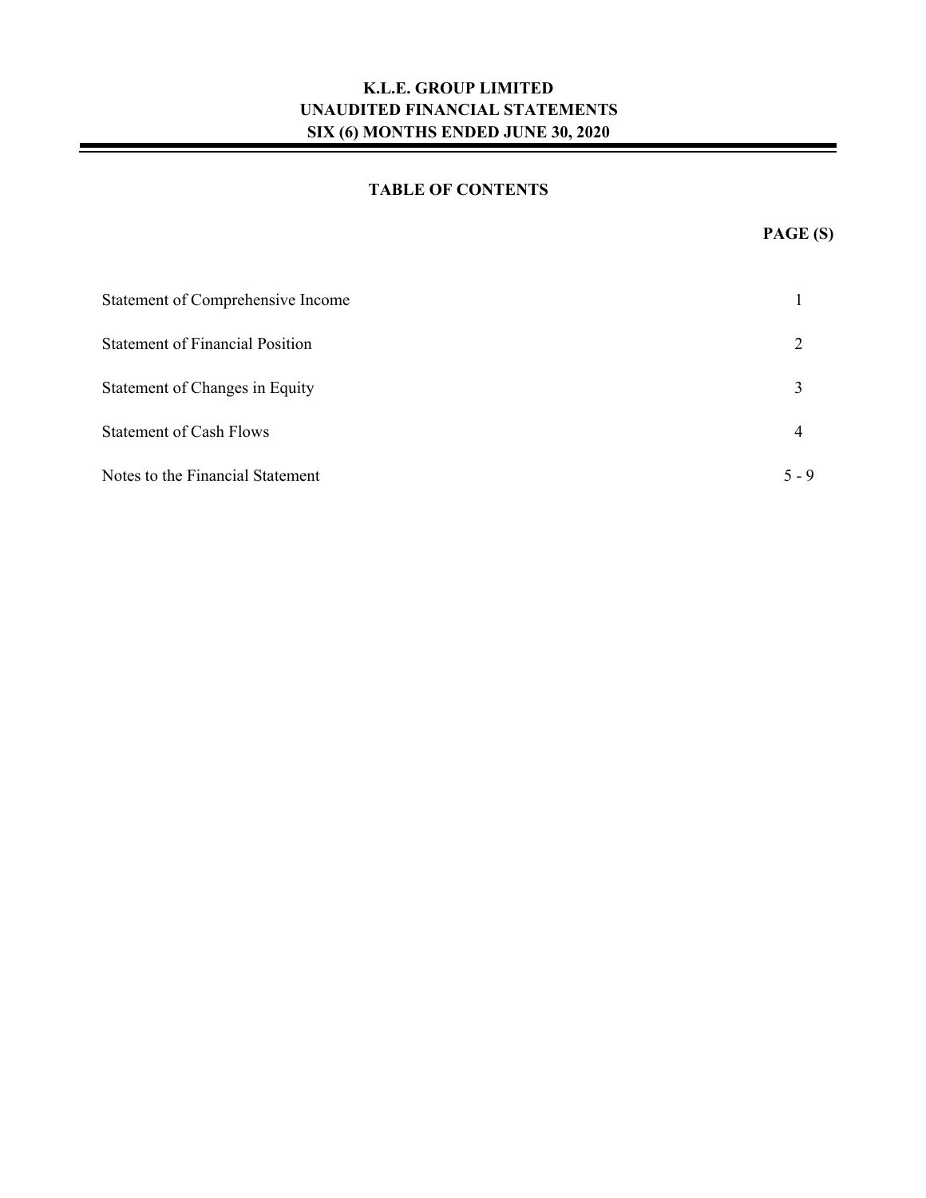**K.L.E. GROUP LIMITED**
**UNAUDITED FINANCIAL STATEMENTS**
**SIX (6) MONTHS ENDED JUNE 30, 2020**

## TABLE OF CONTENTS

| | PAGE (S) |
|---|---|
| Statement of Comprehensive Income | 1 |
| Statement of Financial Position | 2 |
| Statement of Changes in Equity | 3 |
| Statement of Cash Flows | 4 |
| Notes to the Financial Statement | 5 - 9 |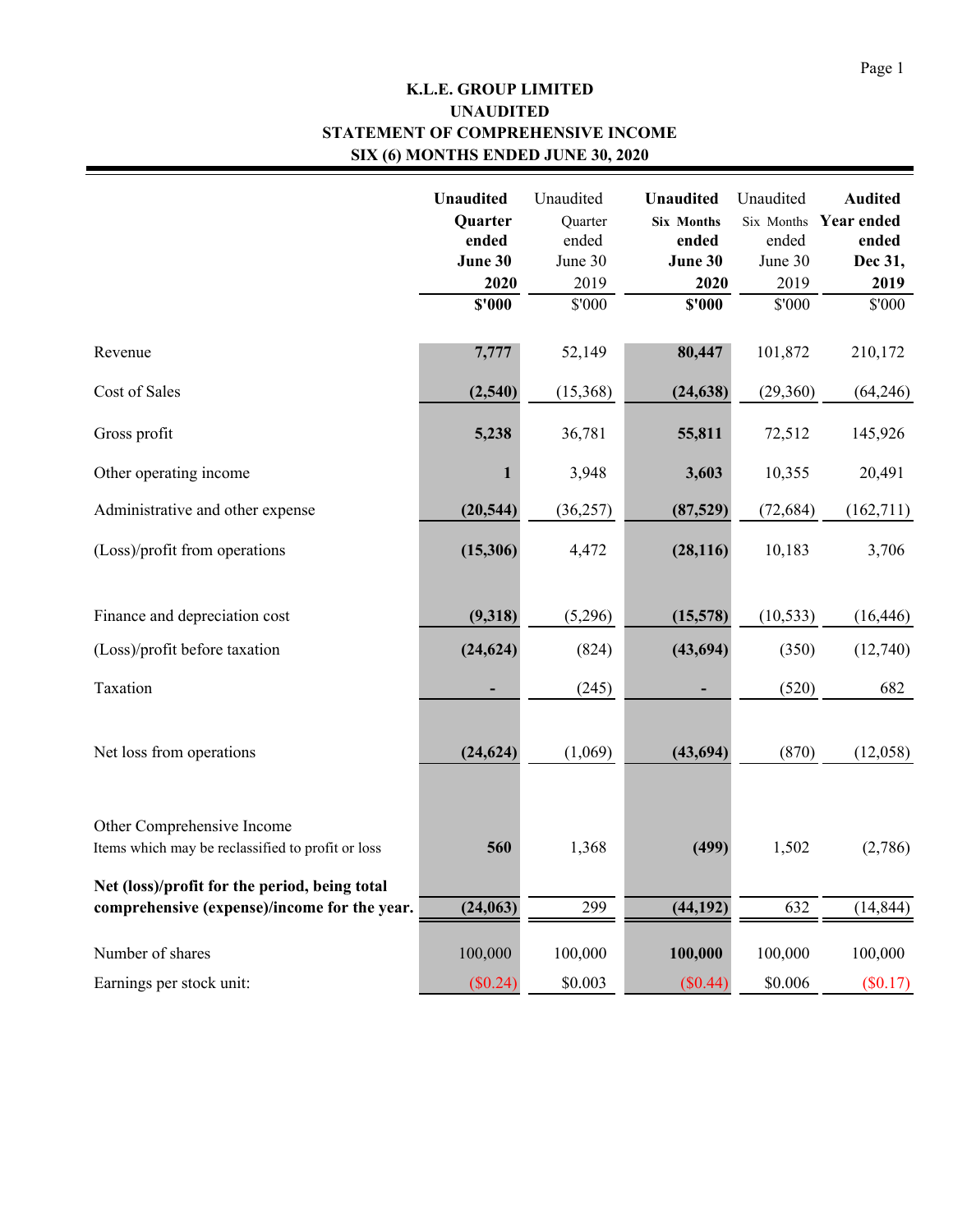# K.L.E. GROUP LIMITED
## UNAUDITED
## STATEMENT OF COMPREHENSIVE INCOME
## SIX (6) MONTHS ENDED JUNE 30, 2020

| | **Unaudited Quarter ended June 30 2020** | Unaudited Quarter ended June 30 2019 | **Unaudited Six Months ended June 30 2020** | Unaudited Six Months ended June 30 2019 | **Audited Year ended Dec 31, 2019** |
|---|---|---|---|---|---|
| | **$'000** | $'000 | **$'000** | $'000 | $'000 |
| Revenue | **7,777** | 52,149 | **80,447** | 101,872 | 210,172 |
| Cost of Sales | **(2,540)** | (15,368) | **(24,638)** | (29,360) | (64,246) |
| Gross profit | **5,238** | 36,781 | **55,811** | 72,512 | 145,926 |
| Other operating income | **1** | 3,948 | **3,603** | 10,355 | 20,491 |
| Administrative and other expense | **(20,544)** | (36,257) | **(87,529)** | (72,684) | (162,711) |
| (Loss)/profit from operations | **(15,306)** | 4,472 | **(28,116)** | 10,183 | 3,706 |
| Finance and depreciation cost | **(9,318)** | (5,296) | **(15,578)** | (10,533) | (16,446) |
| (Loss)/profit before taxation | **(24,624)** | (824) | **(43,694)** | (350) | (12,740) |
| Taxation | **-** | (245) | **-** | (520) | 682 |
| Net loss from operations | **(24,624)** | (1,069) | **(43,694)** | (870) | (12,058) |
| Other Comprehensive Income<br>Items which may be reclassified to profit or loss | **560** | 1,368 | **(499)** | 1,502 | (2,786) |
| **Net (loss)/profit for the period, being total comprehensive (expense)/income for the year.** | **(24,063)** | 299 | **(44,192)** | 632 | (14,844) |
| Number of shares | 100,000 | 100,000 | **100,000** | 100,000 | 100,000 |
| Earnings per stock unit: | ($0.24) | $0.003 | ($0.44) | $0.006 | ($0.17) |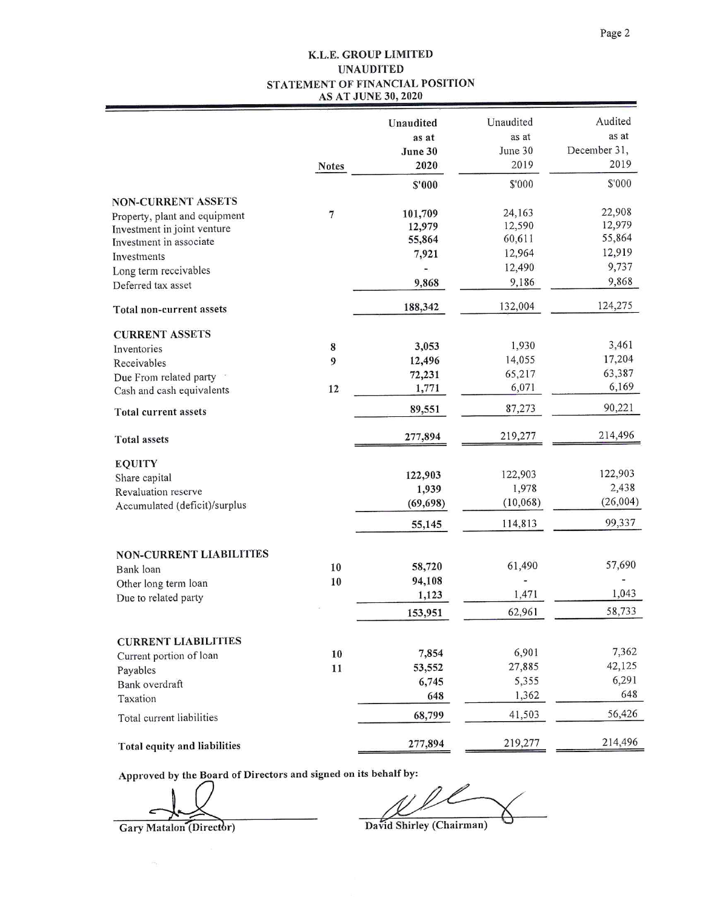# K.L.E. GROUP LIMITED

## UNAUDITED

## STATEMENT OF FINANCIAL POSITION

## AS AT JUNE 30, 2020

| | Notes | Unaudited as at June 30 2020 | Unaudited as at June 30 2019 | Audited as at December 31, 2019 |
|---|---|---|---|---|
| | | $'000 | $'000 | $'000 |
| **NON-CURRENT ASSETS** | | | | |
| Property, plant and equipment | 7 | 101,709 | 24,163 | 22,908 |
| Investment in joint venture | | 12,979 | 12,590 | 12,979 |
| Investment in associate | | 55,864 | 60,611 | 55,864 |
| Investments | | 7,921 | 12,964 | 12,919 |
| Long term receivables | | - | 12,490 | 9,737 |
| Deferred tax asset | | 9,868 | 9,186 | 9,868 |
| **Total non-current assets** | | 188,342 | 132,004 | 124,275 |
| **CURRENT ASSETS** | | | | |
| Inventories | 8 | 3,053 | 1,930 | 3,461 |
| Receivables | 9 | 12,496 | 14,055 | 17,204 |
| Due From related party | | 72,231 | 65,217 | 63,387 |
| Cash and cash equivalents | 12 | 1,771 | 6,071 | 6,169 |
| **Total current assets** | | 89,551 | 87,273 | 90,221 |
| **Total assets** | | 277,894 | 219,277 | 214,496 |
| **EQUITY** | | | | |
| Share capital | | 122,903 | 122,903 | 122,903 |
| Revaluation reserve | | 1,939 | 1,978 | 2,438 |
| Accumulated (deficit)/surplus | | (69,698) | (10,068) | (26,004) |
| | | 55,145 | 114,813 | 99,337 |
| **NON-CURRENT LIABILITIES** | | | | |
| Bank loan | 10 | 58,720 | 61,490 | 57,690 |
| Other long term loan | 10 | 94,108 | - | - |
| Due to related party | | 1,123 | 1,471 | 1,043 |
| | | 153,951 | 62,961 | 58,733 |
| **CURRENT LIABILITIES** | | | | |
| Current portion of loan | 10 | 7,854 | 6,901 | 7,362 |
| Payables | 11 | 53,552 | 27,885 | 42,125 |
| Bank overdraft | | 6,745 | 5,355 | 6,291 |
| Taxation | | 648 | 1,362 | 648 |
| Total current liabilities | | 68,799 | 41,503 | 56,426 |
| **Total equity and liabilities** | | 277,894 | 219,277 | 214,496 |

**Approved by the Board of Directors and signed on its behalf by:**

Gary Matalon (Director)

David Shirley (Chairman)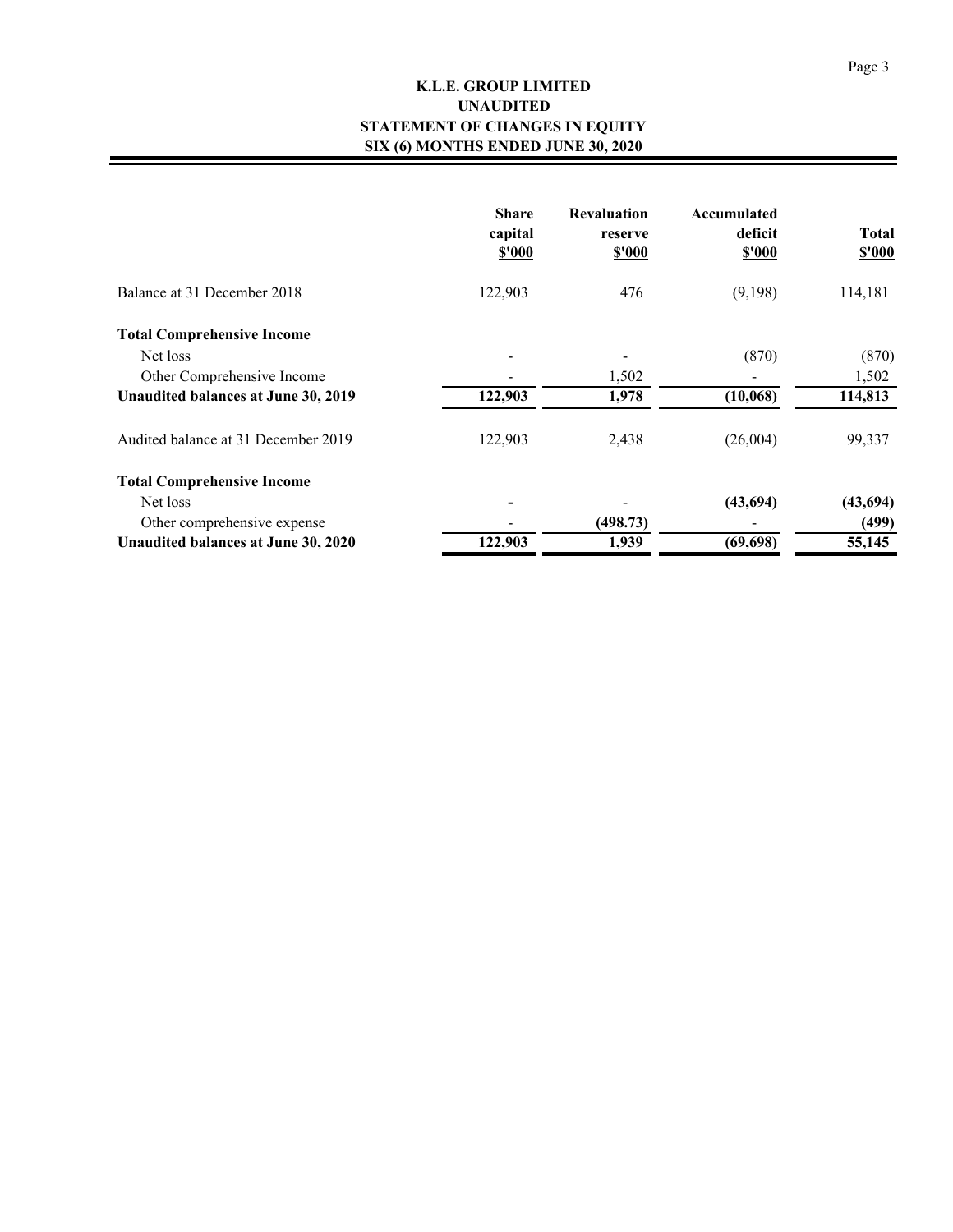**K.L.E. GROUP LIMITED**
**UNAUDITED**
**STATEMENT OF CHANGES IN EQUITY**
**SIX (6) MONTHS ENDED JUNE 30, 2020**

| | Share capital $'000 | Revaluation reserve $'000 | Accumulated deficit $'000 | Total $'000 |
|---|---|---|---|---|
| Balance at 31 December 2018 | 122,903 | 476 | (9,198) | 114,181 |
| **Total Comprehensive Income** | | | | |
| Net loss | - | - | (870) | (870) |
| Other Comprehensive Income | - | 1,502 | - | 1,502 |
| **Unaudited balances at June 30, 2019** | **122,903** | **1,978** | **(10,068)** | **114,813** |
| Audited balance at 31 December 2019 | 122,903 | 2,438 | (26,004) | 99,337 |
| **Total Comprehensive Income** | | | | |
| Net loss | **-** | - | **(43,694)** | **(43,694)** |
| Other comprehensive expense | - | **(498.73)** | - | **(499)** |
| **Unaudited balances at June 30, 2020** | **122,903** | **1,939** | **(69,698)** | **55,145** |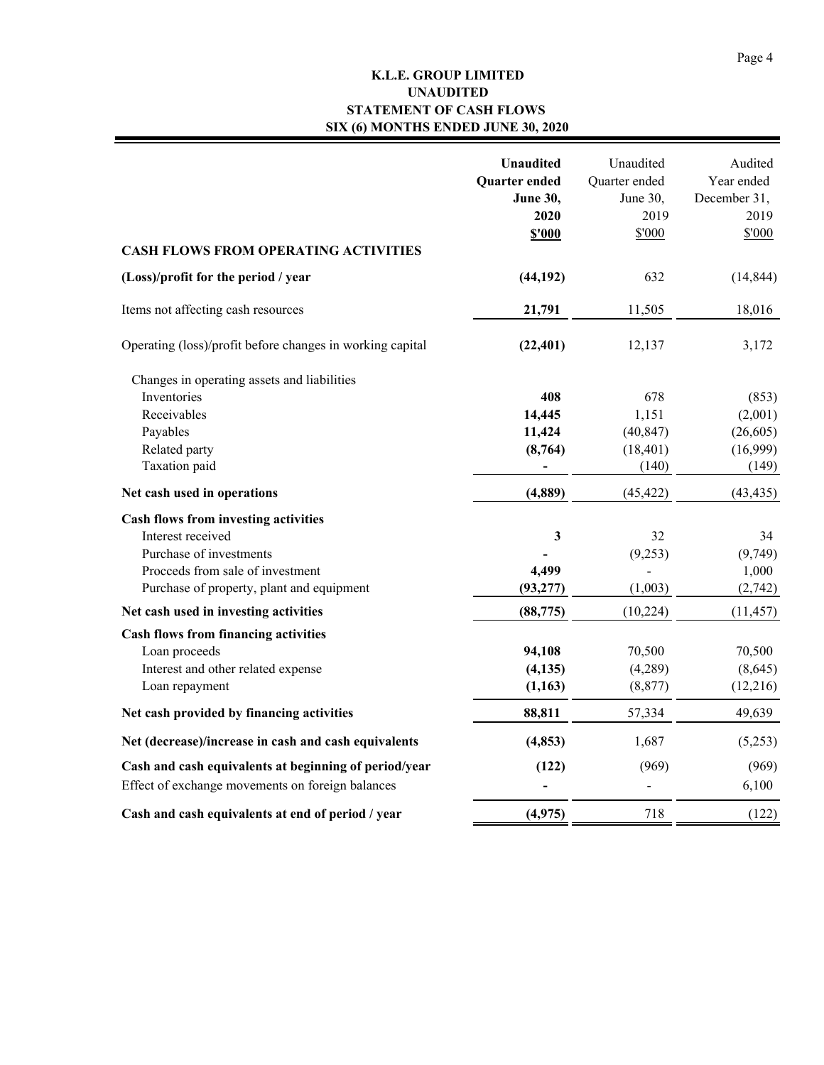# K.L.E. GROUP LIMITED

## UNAUDITED

## STATEMENT OF CASH FLOWS

## SIX (6) MONTHS ENDED JUNE 30, 2020

| | **Unaudited Quarter ended June 30, 2020 $'000** | Unaudited Quarter ended June 30, 2019 $'000 | Audited Year ended December 31, 2019 $'000 |
|---|---|---|---|
| **CASH FLOWS FROM OPERATING ACTIVITIES** | | | |
| **(Loss)/profit for the period / year** | **(44,192)** | 632 | (14,844) |
| Items not affecting cash resources | **21,791** | 11,505 | 18,016 |
| Operating (loss)/profit before changes in working capital | **(22,401)** | 12,137 | 3,172 |
| Changes in operating assets and liabilities | | | |
| Inventories | **408** | 678 | (853) |
| Receivables | **14,445** | 1,151 | (2,001) |
| Payables | **11,424** | (40,847) | (26,605) |
| Related party | **(8,764)** | (18,401) | (16,999) |
| Taxation paid | **-** | (140) | (149) |
| **Net cash used in operations** | **(4,889)** | (45,422) | (43,435) |
| **Cash flows from investing activities** | | | |
| Interest received | **3** | 32 | 34 |
| Purchase of investments | **-** | (9,253) | (9,749) |
| Procceds from sale of investment | **4,499** | - | 1,000 |
| Purchase of property, plant and equipment | **(93,277)** | (1,003) | (2,742) |
| **Net cash used in investing activities** | **(88,775)** | (10,224) | (11,457) |
| **Cash flows from financing activities** | | | |
| Loan proceeds | **94,108** | 70,500 | 70,500 |
| Interest and other related expense | **(4,135)** | (4,289) | (8,645) |
| Loan repayment | **(1,163)** | (8,877) | (12,216) |
| **Net cash provided by financing activities** | **88,811** | 57,334 | 49,639 |
| **Net (decrease)/increase in cash and cash equivalents** | **(4,853)** | 1,687 | (5,253) |
| **Cash and cash equivalents at beginning of period/year** | **(122)** | (969) | (969) |
| Effect of exchange movements on foreign balances | **-** | - | 6,100 |
| **Cash and cash equivalents at end of period / year** | **(4,975)** | 718 | (122) |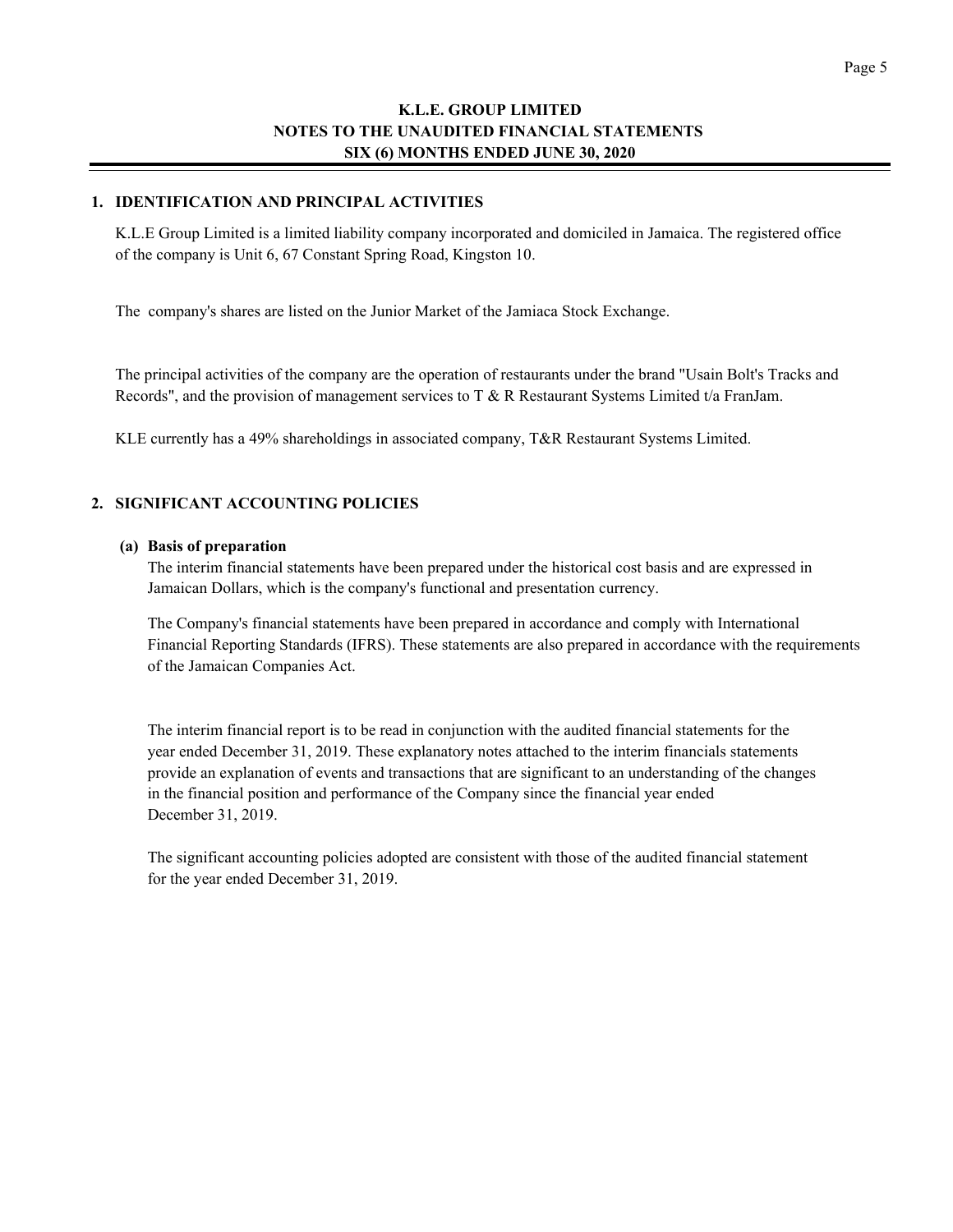# K.L.E. GROUP LIMITED
## NOTES TO THE UNAUDITED FINANCIAL STATEMENTS
## SIX (6) MONTHS ENDED JUNE 30, 2020

### 1. IDENTIFICATION AND PRINCIPAL ACTIVITIES

K.L.E Group Limited is a limited liability company incorporated and domiciled in Jamaica. The registered office of the company is Unit 6, 67 Constant Spring Road, Kingston 10.

The company's shares are listed on the Junior Market of the Jamiaca Stock Exchange.

The principal activities of the company are the operation of restaurants under the brand "Usain Bolt's Tracks and Records", and the provision of management services to T & R Restaurant Systems Limited t/a FranJam.

KLE currently has a 49% shareholdings in associated company, T&R Restaurant Systems Limited.

### 2. SIGNIFICANT ACCOUNTING POLICIES

**(a) Basis of preparation**

The interim financial statements have been prepared under the historical cost basis and are expressed in Jamaican Dollars, which is the company's functional and presentation currency.

The Company's financial statements have been prepared in accordance and comply with International Financial Reporting Standards (IFRS). These statements are also prepared in accordance with the requirements of the Jamaican Companies Act.

The interim financial report is to be read in conjunction with the audited financial statements for the year ended December 31, 2019. These explanatory notes attached to the interim financials statements provide an explanation of events and transactions that are significant to an understanding of the changes in the financial position and performance of the Company since the financial year ended December 31, 2019.

The significant accounting policies adopted are consistent with those of the audited financial statement for the year ended December 31, 2019.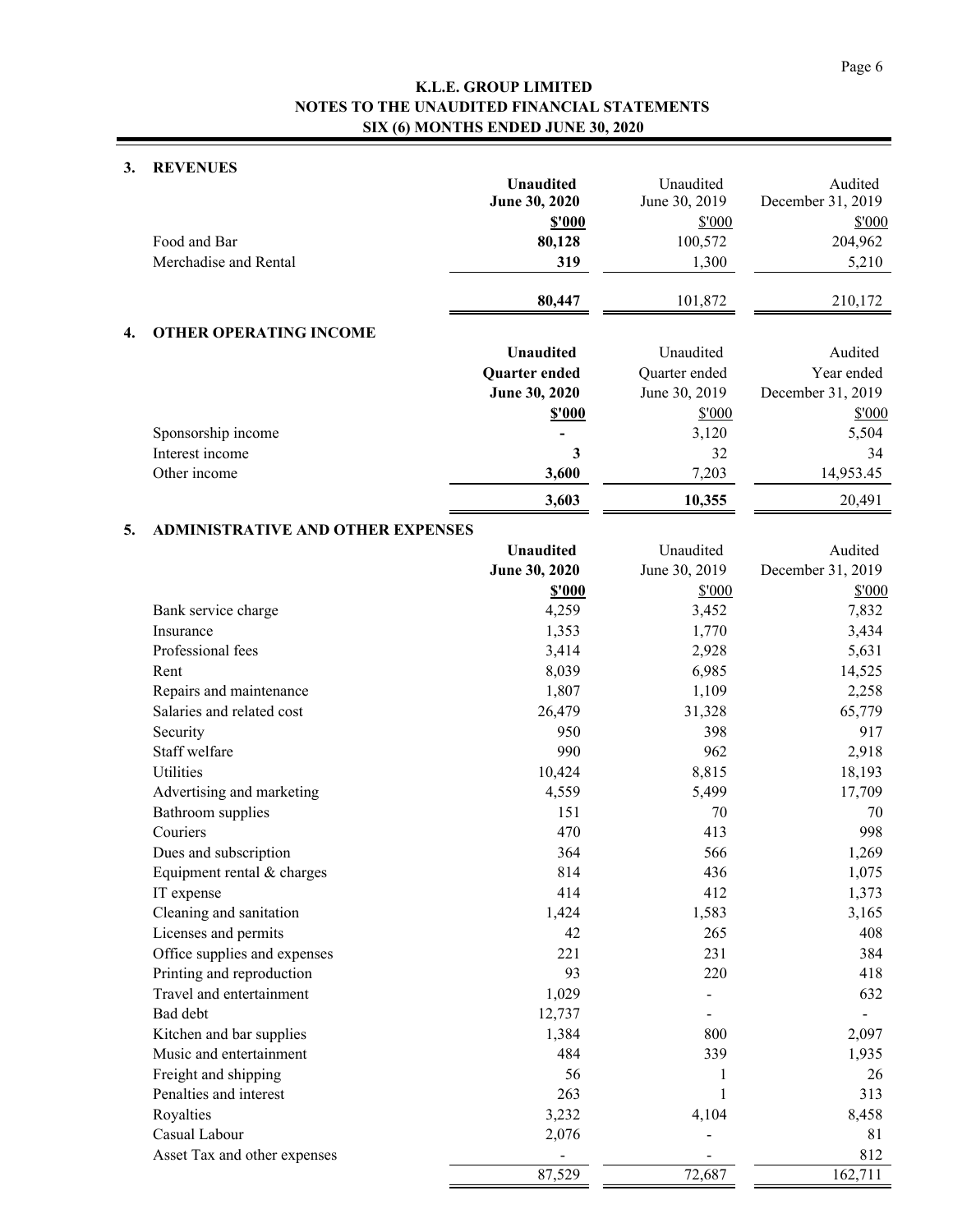**K.L.E. GROUP LIMITED**
**NOTES TO THE UNAUDITED FINANCIAL STATEMENTS**
**SIX (6) MONTHS ENDED JUNE 30, 2020**

## 3. REVENUES

| | **Unaudited June 30, 2020** | Unaudited June 30, 2019 | Audited December 31, 2019 |
|---|---|---|---|
| | **\$'000** | \$'000 | \$'000 |
| Food and Bar | **80,128** | 100,572 | 204,962 |
| Merchadise and Rental | **319** | 1,300 | 5,210 |
| | **80,447** | 101,872 | 210,172 |

## 4. OTHER OPERATING INCOME

| | **Unaudited Quarter ended June 30, 2020** | Unaudited Quarter ended June 30, 2019 | Audited Year ended December 31, 2019 |
|---|---|---|---|
| | **\$'000** | \$'000 | \$'000 |
| Sponsorship income | **-** | 3,120 | 5,504 |
| Interest income | **3** | 32 | 34 |
| Other income | **3,600** | 7,203 | 14,953.45 |
| | **3,603** | **10,355** | 20,491 |

## 5. ADMINISTRATIVE AND OTHER EXPENSES

| | **Unaudited June 30, 2020** | Unaudited June 30, 2019 | Audited December 31, 2019 |
|---|---|---|---|
| | **\$'000** | \$'000 | \$'000 |
| Bank service charge | 4,259 | 3,452 | 7,832 |
| Insurance | 1,353 | 1,770 | 3,434 |
| Professional fees | 3,414 | 2,928 | 5,631 |
| Rent | 8,039 | 6,985 | 14,525 |
| Repairs and maintenance | 1,807 | 1,109 | 2,258 |
| Salaries and related cost | 26,479 | 31,328 | 65,779 |
| Security | 950 | 398 | 917 |
| Staff welfare | 990 | 962 | 2,918 |
| Utilities | 10,424 | 8,815 | 18,193 |
| Advertising and marketing | 4,559 | 5,499 | 17,709 |
| Bathroom supplies | 151 | 70 | 70 |
| Couriers | 470 | 413 | 998 |
| Dues and subscription | 364 | 566 | 1,269 |
| Equipment rental & charges | 814 | 436 | 1,075 |
| IT expense | 414 | 412 | 1,373 |
| Cleaning and sanitation | 1,424 | 1,583 | 3,165 |
| Licenses and permits | 42 | 265 | 408 |
| Office supplies and expenses | 221 | 231 | 384 |
| Printing and reproduction | 93 | 220 | 418 |
| Travel and entertainment | 1,029 | - | 632 |
| Bad debt | 12,737 | - | - |
| Kitchen and bar supplies | 1,384 | 800 | 2,097 |
| Music and entertainment | 484 | 339 | 1,935 |
| Freight and shipping | 56 | 1 | 26 |
| Penalties and interest | 263 | 1 | 313 |
| Royalties | 3,232 | 4,104 | 8,458 |
| Casual Labour | 2,076 | - | 81 |
| Asset Tax and other expenses | - | - | 812 |
| | 87,529 | 72,687 | 162,711 |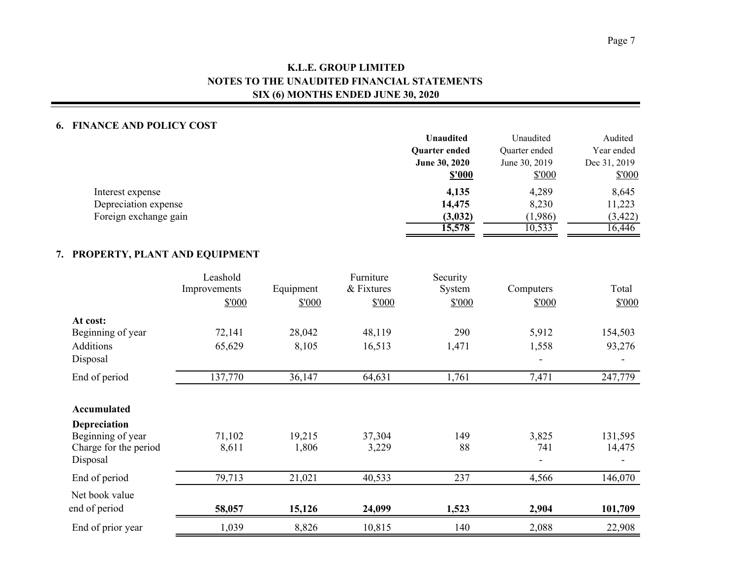**K.L.E. GROUP LIMITED**
**NOTES TO THE UNAUDITED FINANCIAL STATEMENTS**
**SIX (6) MONTHS ENDED JUNE 30, 2020**

## 6. FINANCE AND POLICY COST

| | **Unaudited Quarter ended June 30, 2020 $'000** | Unaudited Quarter ended June 30, 2019 $'000 | Audited Year ended Dec 31, 2019 $'000 |
|---|---|---|---|
| Interest expense | **4,135** | 4,289 | 8,645 |
| Depreciation expense | **14,475** | 8,230 | 11,223 |
| Foreign exchange gain | **(3,032)** | (1,986) | (3,422) |
| | **15,578** | 10,533 | 16,446 |

## 7. PROPERTY, PLANT AND EQUIPMENT

| | Leashold Improvements $'000 | Equipment $'000 | Furniture & Fixtures $'000 | Security System $'000 | Computers $'000 | Total $'000 |
|---|---|---|---|---|---|---|
| **At cost:** | | | | | | |
| Beginning of year | 72,141 | 28,042 | 48,119 | 290 | 5,912 | 154,503 |
| Additions | 65,629 | 8,105 | 16,513 | 1,471 | 1,558 | 93,276 |
| Disposal | | | | | - | - |
| End of period | 137,770 | 36,147 | 64,631 | 1,761 | 7,471 | 247,779 |
| **Accumulated Depreciation** | | | | | | |
| Beginning of year | 71,102 | 19,215 | 37,304 | 149 | 3,825 | 131,595 |
| Charge for the period | 8,611 | 1,806 | 3,229 | 88 | 741 | 14,475 |
| Disposal | | | | | - | - |
| End of period | 79,713 | 21,021 | 40,533 | 237 | 4,566 | 146,070 |
| Net book value end of period | **58,057** | **15,126** | **24,099** | **1,523** | **2,904** | **101,709** |
| End of prior year | 1,039 | 8,826 | 10,815 | 140 | 2,088 | 22,908 |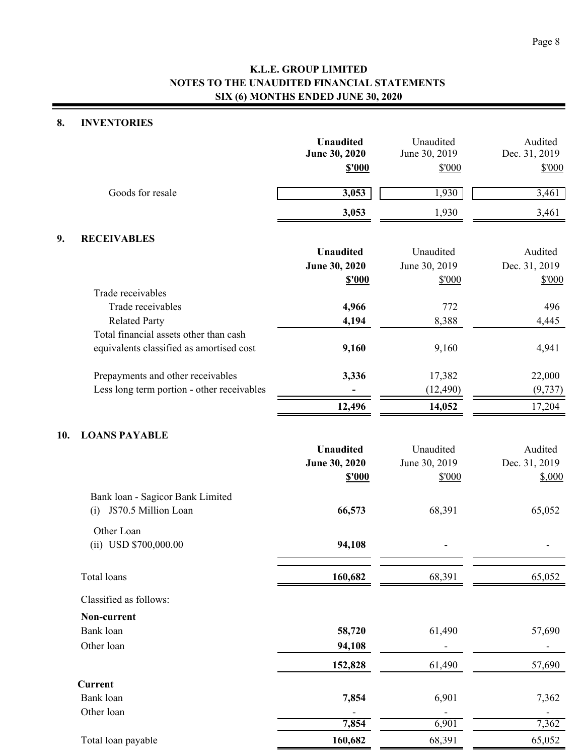# K.L.E. GROUP LIMITED
## NOTES TO THE UNAUDITED FINANCIAL STATEMENTS
## SIX (6) MONTHS ENDED JUNE 30, 2020

### 8. INVENTORIES

| | **Unaudited June 30, 2020 $'000** | Unaudited June 30, 2019 $'000 | Audited Dec. 31, 2019 $'000 |
|---|---|---|---|
| Goods for resale | **3,053** | 1,930 | 3,461 |
| | **3,053** | 1,930 | 3,461 |

### 9. RECEIVABLES

| | **Unaudited June 30, 2020 $'000** | Unaudited June 30, 2019 $'000 | Audited Dec. 31, 2019 $'000 |
|---|---|---|---|
| Trade receivables | | | |
| Trade receivables | **4,966** | 772 | 496 |
| Related Party | **4,194** | 8,388 | 4,445 |
| Total financial assets other than cash equivalents classified as amortised cost | **9,160** | 9,160 | 4,941 |
| Prepayments and other receivables | **3,336** | 17,382 | 22,000 |
| Less long term portion - other receivables | **-** | (12,490) | (9,737) |
| | **12,496** | **14,052** | 17,204 |

### 10. LOANS PAYABLE

| | **Unaudited June 30, 2020 $'000** | Unaudited June 30, 2019 $'000 | Audited Dec. 31, 2019 $,000 |
|---|---|---|---|
| Bank loan - Sagicor Bank Limited | | | |
| (i) J$70.5 Million Loan | **66,573** | 68,391 | 65,052 |
| Other Loan | | | |
| (ii) USD $700,000.00 | **94,108** | - | - |
| Total loans | **160,682** | 68,391 | 65,052 |
| Classified as follows: | | | |
| **Non-current** | | | |
| Bank loan | **58,720** | 61,490 | 57,690 |
| Other loan | **94,108** | - | - |
| | **152,828** | 61,490 | 57,690 |
| **Current** | | | |
| Bank loan | **7,854** | 6,901 | 7,362 |
| Other loan | - | - | - |
| | **7,854** | 6,901 | 7,362 |
| Total loan payable | **160,682** | 68,391 | 65,052 |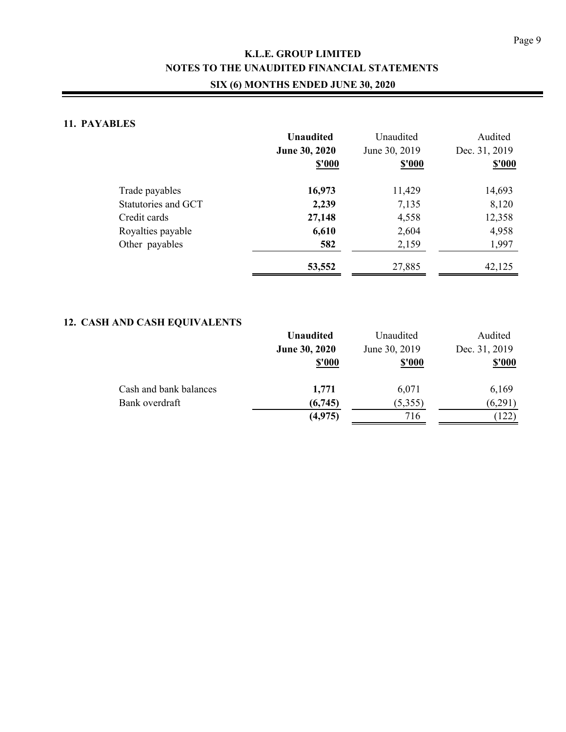# K.L.E. GROUP LIMITED

## NOTES TO THE UNAUDITED FINANCIAL STATEMENTS

## SIX (6) MONTHS ENDED JUNE 30, 2020

### 11. PAYABLES

| | **Unaudited June 30, 2020 $'000** | Unaudited June 30, 2019 $'000 | Audited Dec. 31, 2019 $'000 |
|---|---|---|---|
| Trade payables | **16,973** | 11,429 | 14,693 |
| Statutories and GCT | **2,239** | 7,135 | 8,120 |
| Credit cards | **27,148** | 4,558 | 12,358 |
| Royalties payable | **6,610** | 2,604 | 4,958 |
| Other payables | **582** | 2,159 | 1,997 |
| | **53,552** | 27,885 | 42,125 |

### 12. CASH AND CASH EQUIVALENTS

| | **Unaudited June 30, 2020 $'000** | Unaudited June 30, 2019 $'000 | Audited Dec. 31, 2019 $'000 |
|---|---|---|---|
| Cash and bank balances | **1,771** | 6,071 | 6,169 |
| Bank overdraft | **(6,745)** | (5,355) | (6,291) |
| | **(4,975)** | 716 | (122) |